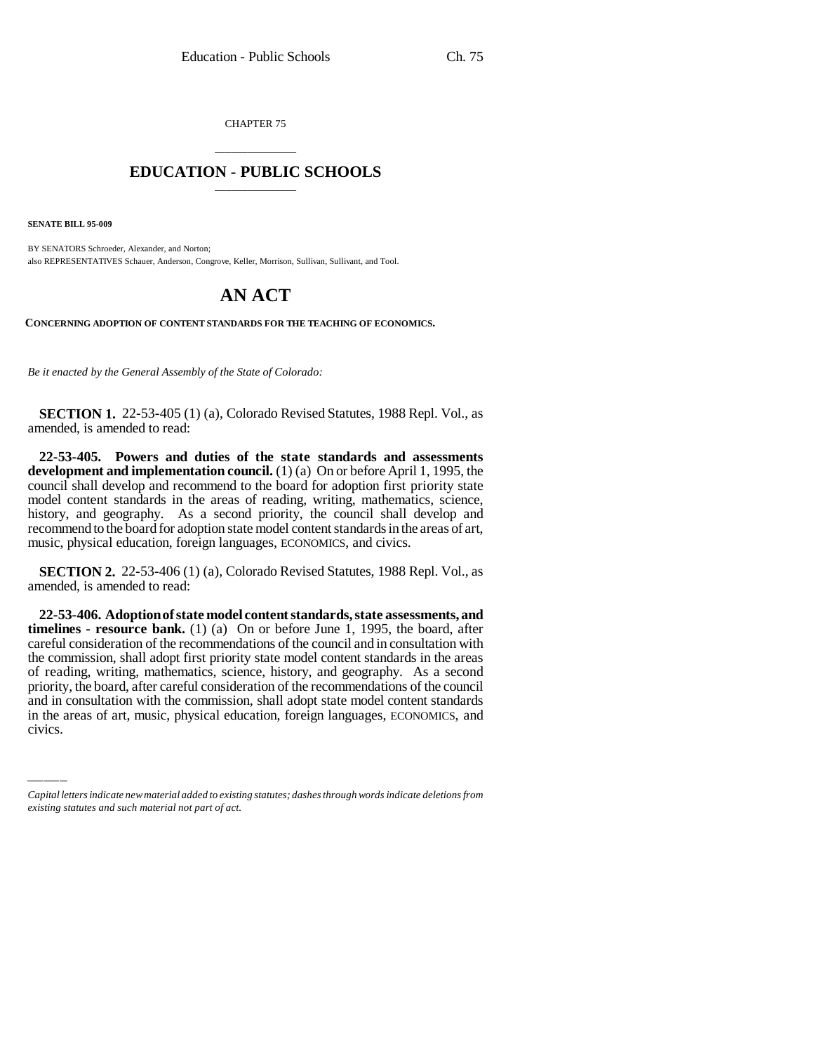CHAPTER 75

# EDUCATION - PUBLIC SCHOOLS

**SENATE BILL 95-009**

BY SENATORS Schroeder, Alexander, and Norton;
also REPRESENTATIVES Schauer, Anderson, Congrove, Keller, Morrison, Sullivan, Sullivant, and Tool.

# AN ACT

**CONCERNING ADOPTION OF CONTENT STANDARDS FOR THE TEACHING OF ECONOMICS.**

*Be it enacted by the General Assembly of the State of Colorado:*

**SECTION 1.** 22-53-405 (1) (a), Colorado Revised Statutes, 1988 Repl. Vol., as amended, is amended to read:

**22-53-405. Powers and duties of the state standards and assessments development and implementation council.** (1) (a) On or before April 1, 1995, the council shall develop and recommend to the board for adoption first priority state model content standards in the areas of reading, writing, mathematics, science, history, and geography. As a second priority, the council shall develop and recommend to the board for adoption state model content standards in the areas of art, music, physical education, foreign languages, ECONOMICS, and civics.

**SECTION 2.** 22-53-406 (1) (a), Colorado Revised Statutes, 1988 Repl. Vol., as amended, is amended to read:

**22-53-406. Adoption of state model content standards, state assessments, and timelines - resource bank.** (1) (a) On or before June 1, 1995, the board, after careful consideration of the recommendations of the council and in consultation with the commission, shall adopt first priority state model content standards in the areas of reading, writing, mathematics, science, history, and geography. As a second priority, the board, after careful consideration of the recommendations of the council and in consultation with the commission, shall adopt state model content standards in the areas of art, music, physical education, foreign languages, ECONOMICS, and civics.

*Capital letters indicate new material added to existing statutes; dashes through words indicate deletions from existing statutes and such material not part of act.*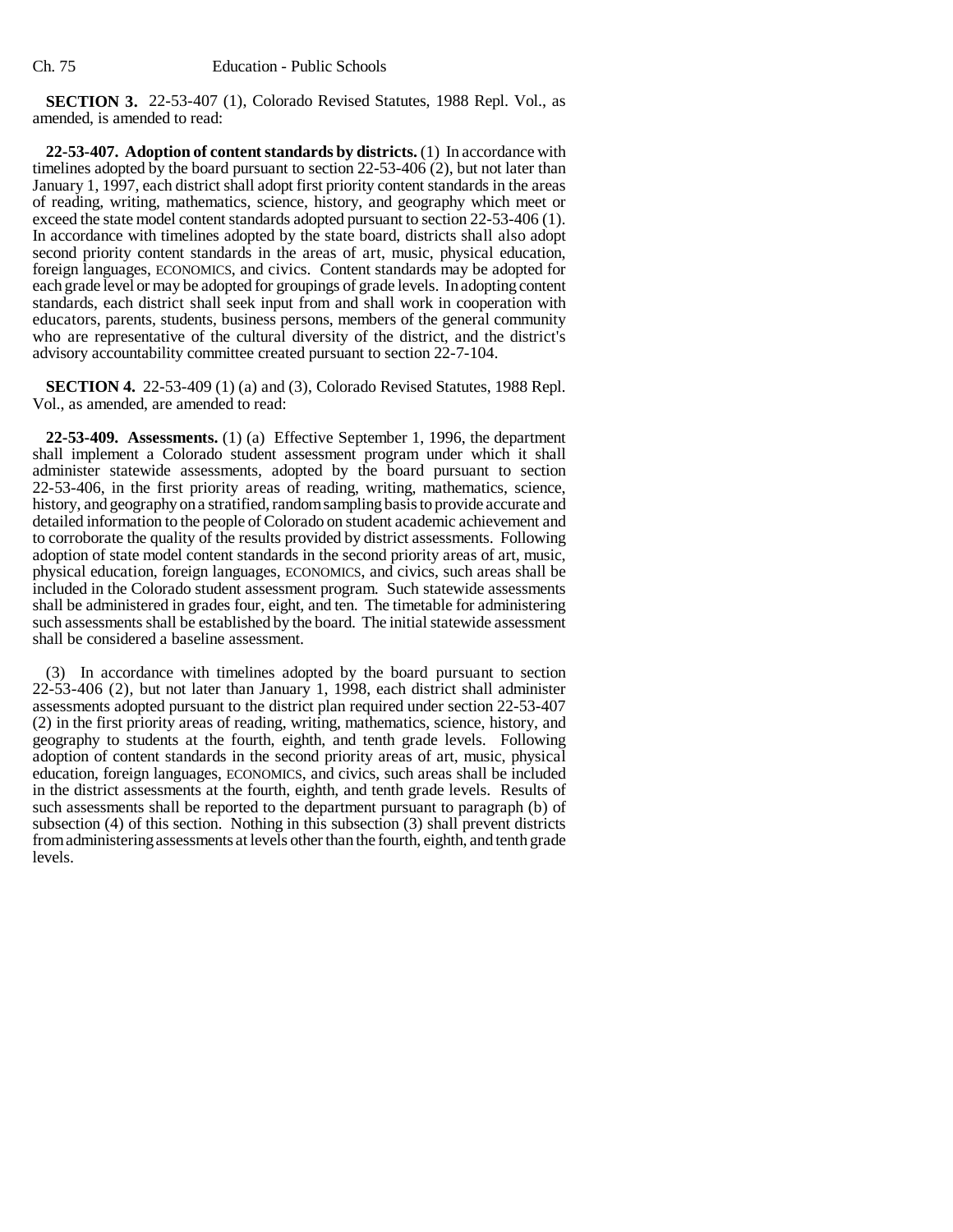**SECTION 3.** 22-53-407 (1), Colorado Revised Statutes, 1988 Repl. Vol., as amended, is amended to read:

**22-53-407. Adoption of content standards by districts.** (1) In accordance with timelines adopted by the board pursuant to section 22-53-406 (2), but not later than January 1, 1997, each district shall adopt first priority content standards in the areas of reading, writing, mathematics, science, history, and geography which meet or exceed the state model content standards adopted pursuant to section 22-53-406 (1). In accordance with timelines adopted by the state board, districts shall also adopt second priority content standards in the areas of art, music, physical education, foreign languages, ECONOMICS, and civics. Content standards may be adopted for each grade level or may be adopted for groupings of grade levels. In adopting content standards, each district shall seek input from and shall work in cooperation with educators, parents, students, business persons, members of the general community who are representative of the cultural diversity of the district, and the district's advisory accountability committee created pursuant to section 22-7-104.

**SECTION 4.** 22-53-409 (1) (a) and (3), Colorado Revised Statutes, 1988 Repl. Vol., as amended, are amended to read:

**22-53-409. Assessments.** (1) (a) Effective September 1, 1996, the department shall implement a Colorado student assessment program under which it shall administer statewide assessments, adopted by the board pursuant to section 22-53-406, in the first priority areas of reading, writing, mathematics, science, history, and geography on a stratified, random sampling basis to provide accurate and detailed information to the people of Colorado on student academic achievement and to corroborate the quality of the results provided by district assessments. Following adoption of state model content standards in the second priority areas of art, music, physical education, foreign languages, ECONOMICS, and civics, such areas shall be included in the Colorado student assessment program. Such statewide assessments shall be administered in grades four, eight, and ten. The timetable for administering such assessments shall be established by the board. The initial statewide assessment shall be considered a baseline assessment.

(3) In accordance with timelines adopted by the board pursuant to section 22-53-406 (2), but not later than January 1, 1998, each district shall administer assessments adopted pursuant to the district plan required under section 22-53-407 (2) in the first priority areas of reading, writing, mathematics, science, history, and geography to students at the fourth, eighth, and tenth grade levels. Following adoption of content standards in the second priority areas of art, music, physical education, foreign languages, ECONOMICS, and civics, such areas shall be included in the district assessments at the fourth, eighth, and tenth grade levels. Results of such assessments shall be reported to the department pursuant to paragraph (b) of subsection (4) of this section. Nothing in this subsection (3) shall prevent districts from administering assessments at levels other than the fourth, eighth, and tenth grade levels.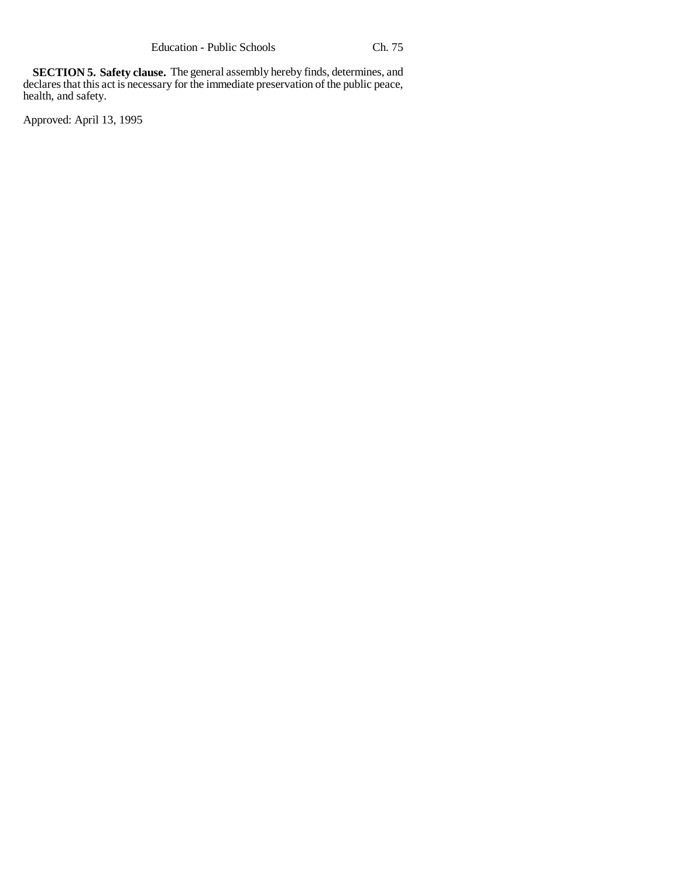**SECTION 5. Safety clause.** The general assembly hereby finds, determines, and declares that this act is necessary for the immediate preservation of the public peace, health, and safety.

Approved: April 13, 1995